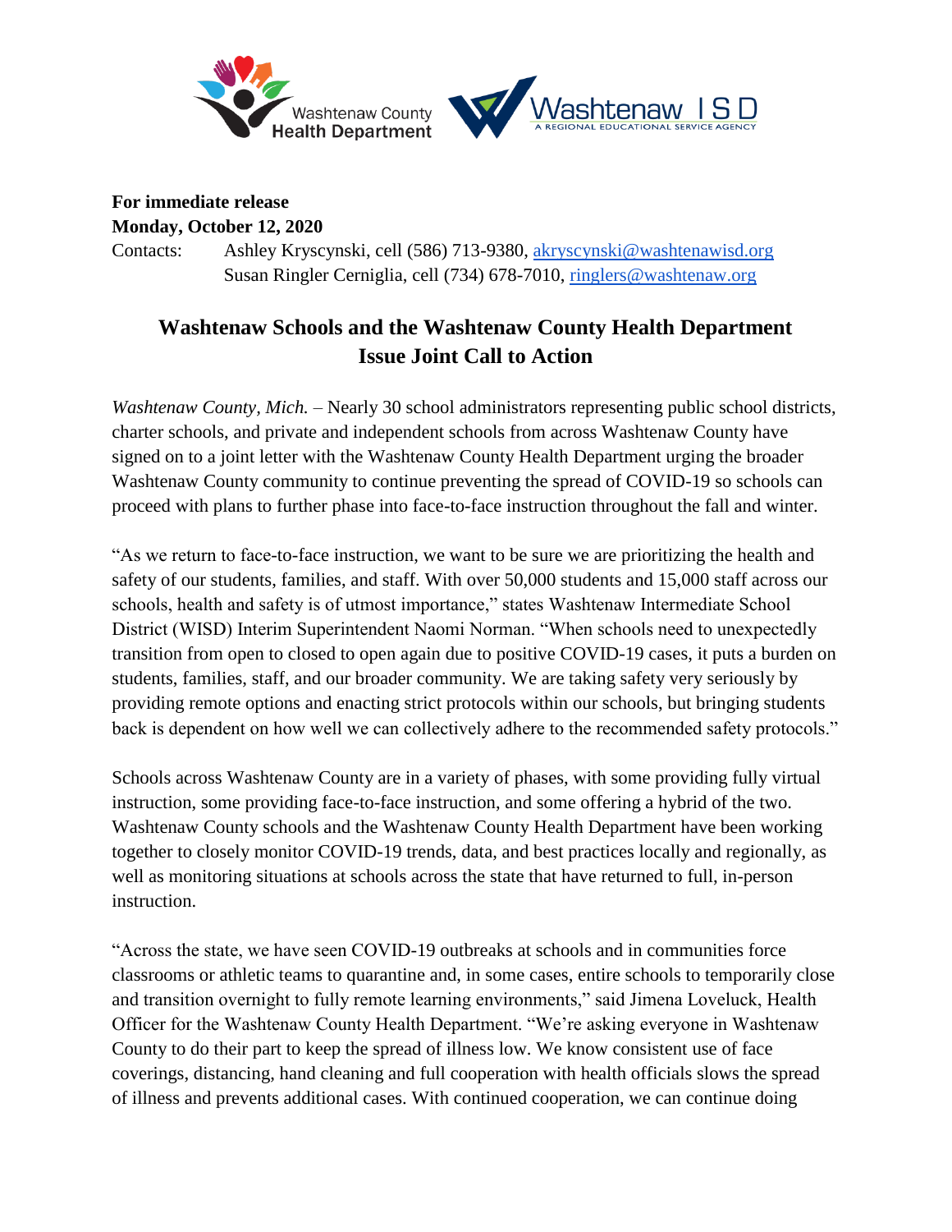**For immediate release**
**Monday, October 12, 2020**
Contacts: Ashley Kryscynski, cell (586) 713-9380, akryscynski@washtenawisd.org
Susan Ringler Cerniglia, cell (734) 678-7010, ringlers@washtenaw.org

# Washtenaw Schools and the Washtenaw County Health Department Issue Joint Call to Action

*Washtenaw County, Mich.* – Nearly 30 school administrators representing public school districts, charter schools, and private and independent schools from across Washtenaw County have signed on to a joint letter with the Washtenaw County Health Department urging the broader Washtenaw County community to continue preventing the spread of COVID-19 so schools can proceed with plans to further phase into face-to-face instruction throughout the fall and winter.

"As we return to face-to-face instruction, we want to be sure we are prioritizing the health and safety of our students, families, and staff. With over 50,000 students and 15,000 staff across our schools, health and safety is of utmost importance," states Washtenaw Intermediate School District (WISD) Interim Superintendent Naomi Norman. "When schools need to unexpectedly transition from open to closed to open again due to positive COVID-19 cases, it puts a burden on students, families, staff, and our broader community. We are taking safety very seriously by providing remote options and enacting strict protocols within our schools, but bringing students back is dependent on how well we can collectively adhere to the recommended safety protocols."

Schools across Washtenaw County are in a variety of phases, with some providing fully virtual instruction, some providing face-to-face instruction, and some offering a hybrid of the two. Washtenaw County schools and the Washtenaw County Health Department have been working together to closely monitor COVID-19 trends, data, and best practices locally and regionally, as well as monitoring situations at schools across the state that have returned to full, in-person instruction.

"Across the state, we have seen COVID-19 outbreaks at schools and in communities force classrooms or athletic teams to quarantine and, in some cases, entire schools to temporarily close and transition overnight to fully remote learning environments," said Jimena Loveluck, Health Officer for the Washtenaw County Health Department. "We're asking everyone in Washtenaw County to do their part to keep the spread of illness low. We know consistent use of face coverings, distancing, hand cleaning and full cooperation with health officials slows the spread of illness and prevents additional cases. With continued cooperation, we can continue doing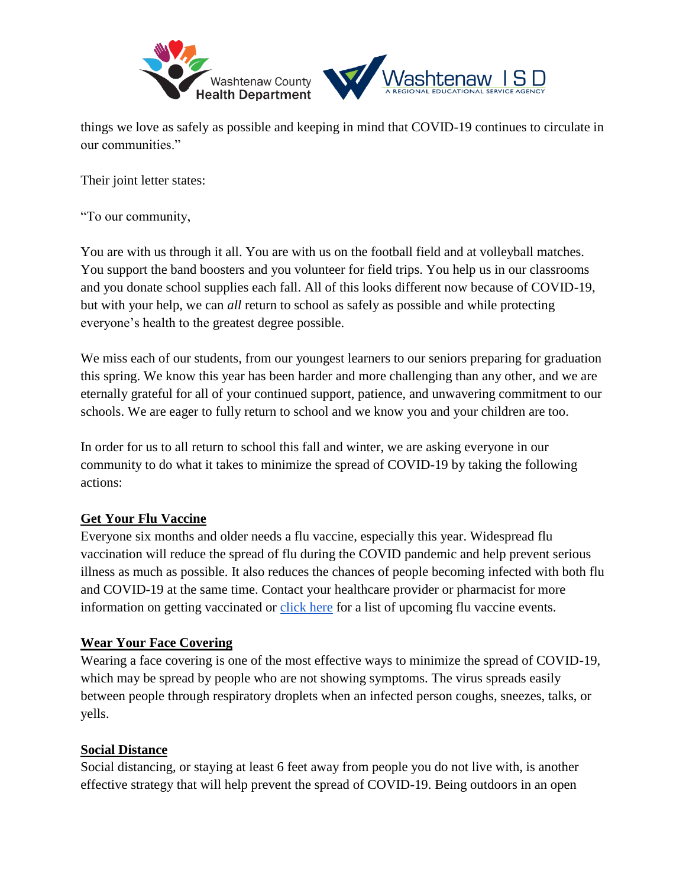things we love as safely as possible and keeping in mind that COVID-19 continues to circulate in our communities."

Their joint letter states:

"To our community,

You are with us through it all. You are with us on the football field and at volleyball matches. You support the band boosters and you volunteer for field trips. You help us in our classrooms and you donate school supplies each fall. All of this looks different now because of COVID-19, but with your help, we can *all* return to school as safely as possible and while protecting everyone's health to the greatest degree possible.

We miss each of our students, from our youngest learners to our seniors preparing for graduation this spring. We know this year has been harder and more challenging than any other, and we are eternally grateful for all of your continued support, patience, and unwavering commitment to our schools. We are eager to fully return to school and we know you and your children are too.

In order for us to all return to school this fall and winter, we are asking everyone in our community to do what it takes to minimize the spread of COVID-19 by taking the following actions:

**Get Your Flu Vaccine**

Everyone six months and older needs a flu vaccine, especially this year. Widespread flu vaccination will reduce the spread of flu during the COVID pandemic and help prevent serious illness as much as possible. It also reduces the chances of people becoming infected with both flu and COVID-19 at the same time. Contact your healthcare provider or pharmacist for more information on getting vaccinated or click here for a list of upcoming flu vaccine events.

**Wear Your Face Covering**

Wearing a face covering is one of the most effective ways to minimize the spread of COVID-19, which may be spread by people who are not showing symptoms. The virus spreads easily between people through respiratory droplets when an infected person coughs, sneezes, talks, or yells.

**Social Distance**

Social distancing, or staying at least 6 feet away from people you do not live with, is another effective strategy that will help prevent the spread of COVID-19. Being outdoors in an open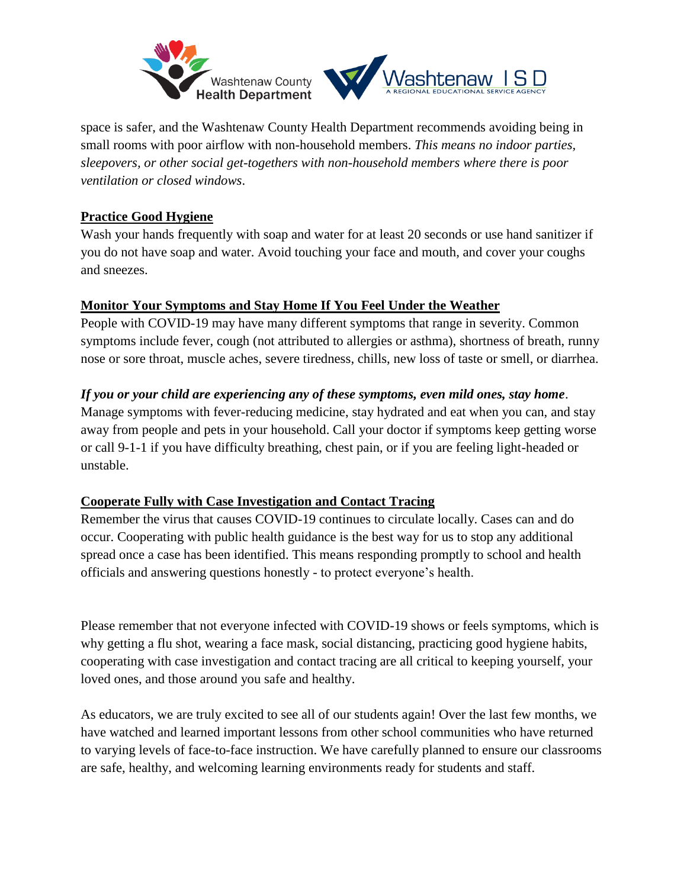space is safer, and the Washtenaw County Health Department recommends avoiding being in small rooms with poor airflow with non-household members. *This means no indoor parties, sleepovers, or other social get-togethers with non-household members where there is poor ventilation or closed windows*.

**Practice Good Hygiene**

Wash your hands frequently with soap and water for at least 20 seconds or use hand sanitizer if you do not have soap and water. Avoid touching your face and mouth, and cover your coughs and sneezes.

**Monitor Your Symptoms and Stay Home If You Feel Under the Weather**

People with COVID-19 may have many different symptoms that range in severity. Common symptoms include fever, cough (not attributed to allergies or asthma), shortness of breath, runny nose or sore throat, muscle aches, severe tiredness, chills, new loss of taste or smell, or diarrhea.

***If you or your child are experiencing any of these symptoms, even mild ones, stay home***. Manage symptoms with fever-reducing medicine, stay hydrated and eat when you can, and stay away from people and pets in your household. Call your doctor if symptoms keep getting worse or call 9-1-1 if you have difficulty breathing, chest pain, or if you are feeling light-headed or unstable.

**Cooperate Fully with Case Investigation and Contact Tracing**

Remember the virus that causes COVID-19 continues to circulate locally. Cases can and do occur. Cooperating with public health guidance is the best way for us to stop any additional spread once a case has been identified. This means responding promptly to school and health officials and answering questions honestly - to protect everyone's health.

Please remember that not everyone infected with COVID-19 shows or feels symptoms, which is why getting a flu shot, wearing a face mask, social distancing, practicing good hygiene habits, cooperating with case investigation and contact tracing are all critical to keeping yourself, your loved ones, and those around you safe and healthy.

As educators, we are truly excited to see all of our students again! Over the last few months, we have watched and learned important lessons from other school communities who have returned to varying levels of face-to-face instruction. We have carefully planned to ensure our classrooms are safe, healthy, and welcoming learning environments ready for students and staff.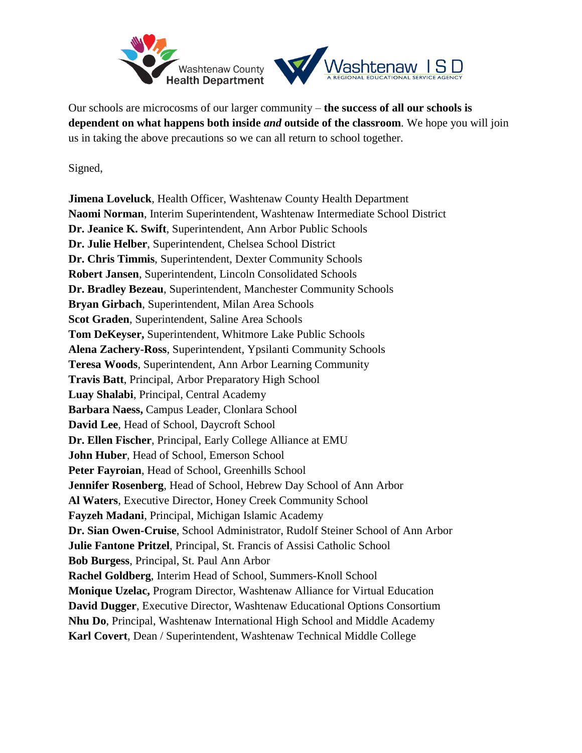Our schools are microcosms of our larger community – **the success of all our schools is dependent on what happens both inside *and* outside of the classroom**. We hope you will join us in taking the above precautions so we can all return to school together.

Signed,

**Jimena Loveluck**, Health Officer, Washtenaw County Health Department
**Naomi Norman**, Interim Superintendent, Washtenaw Intermediate School District
**Dr. Jeanice K. Swift**, Superintendent, Ann Arbor Public Schools
**Dr. Julie Helber**, Superintendent, Chelsea School District
**Dr. Chris Timmis**, Superintendent, Dexter Community Schools
**Robert Jansen**, Superintendent, Lincoln Consolidated Schools
**Dr. Bradley Bezeau**, Superintendent, Manchester Community Schools
**Bryan Girbach**, Superintendent, Milan Area Schools
**Scot Graden**, Superintendent, Saline Area Schools
**Tom DeKeyser,** Superintendent, Whitmore Lake Public Schools
**Alena Zachery-Ross**, Superintendent, Ypsilanti Community Schools
**Teresa Woods**, Superintendent, Ann Arbor Learning Community
**Travis Batt**, Principal, Arbor Preparatory High School
**Luay Shalabi**, Principal, Central Academy
**Barbara Naess,** Campus Leader, Clonlara School
**David Lee**, Head of School, Daycroft School
**Dr. Ellen Fischer**, Principal, Early College Alliance at EMU
**John Huber**, Head of School, Emerson School
**Peter Fayroian**, Head of School, Greenhills School
**Jennifer Rosenberg**, Head of School, Hebrew Day School of Ann Arbor
**Al Waters**, Executive Director, Honey Creek Community School
**Fayzeh Madani**, Principal, Michigan Islamic Academy
**Dr. Sian Owen-Cruise**, School Administrator, Rudolf Steiner School of Ann Arbor
**Julie Fantone Pritzel**, Principal, St. Francis of Assisi Catholic School
**Bob Burgess**, Principal, St. Paul Ann Arbor
**Rachel Goldberg**, Interim Head of School, Summers-Knoll School
**Monique Uzelac,** Program Director, Washtenaw Alliance for Virtual Education
**David Dugger**, Executive Director, Washtenaw Educational Options Consortium
**Nhu Do**, Principal, Washtenaw International High School and Middle Academy
**Karl Covert**, Dean / Superintendent, Washtenaw Technical Middle College